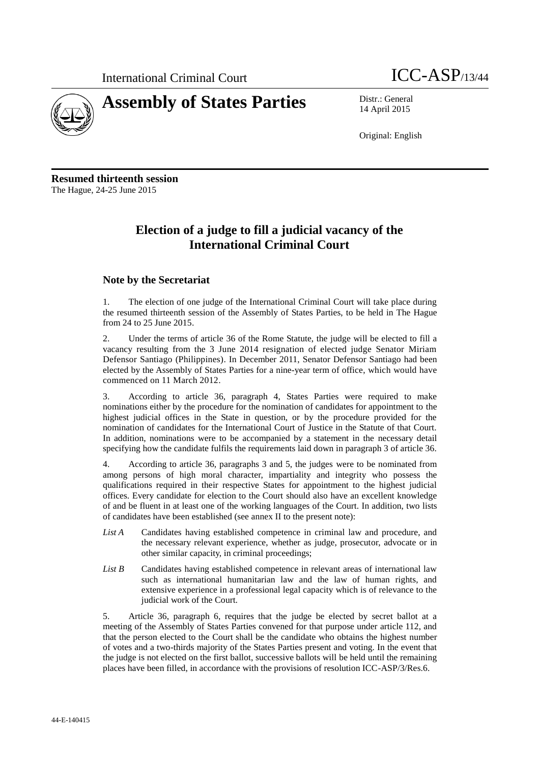International Criminal Court

# ICC-ASP/13/44

# Assembly of States Parties

Distr.: General
14 April 2015

Original: English

**Resumed thirteenth session**
The Hague, 24-25 June 2015

## Election of a judge to fill a judicial vacancy of the International Criminal Court

### Note by the Secretariat

1. The election of one judge of the International Criminal Court will take place during the resumed thirteenth session of the Assembly of States Parties, to be held in The Hague from 24 to 25 June 2015.

2. Under the terms of article 36 of the Rome Statute, the judge will be elected to fill a vacancy resulting from the 3 June 2014 resignation of elected judge Senator Miriam Defensor Santiago (Philippines). In December 2011, Senator Defensor Santiago had been elected by the Assembly of States Parties for a nine-year term of office, which would have commenced on 11 March 2012.

3. According to article 36, paragraph 4, States Parties were required to make nominations either by the procedure for the nomination of candidates for appointment to the highest judicial offices in the State in question, or by the procedure provided for the nomination of candidates for the International Court of Justice in the Statute of that Court. In addition, nominations were to be accompanied by a statement in the necessary detail specifying how the candidate fulfils the requirements laid down in paragraph 3 of article 36.

4. According to article 36, paragraphs 3 and 5, the judges were to be nominated from among persons of high moral character, impartiality and integrity who possess the qualifications required in their respective States for appointment to the highest judicial offices. Every candidate for election to the Court should also have an excellent knowledge of and be fluent in at least one of the working languages of the Court. In addition, two lists of candidates have been established (see annex II to the present note):

- *List A* Candidates having established competence in criminal law and procedure, and the necessary relevant experience, whether as judge, prosecutor, advocate or in other similar capacity, in criminal proceedings;
- *List B* Candidates having established competence in relevant areas of international law such as international humanitarian law and the law of human rights, and extensive experience in a professional legal capacity which is of relevance to the judicial work of the Court.

5. Article 36, paragraph 6, requires that the judge be elected by secret ballot at a meeting of the Assembly of States Parties convened for that purpose under article 112, and that the person elected to the Court shall be the candidate who obtains the highest number of votes and a two-thirds majority of the States Parties present and voting. In the event that the judge is not elected on the first ballot, successive ballots will be held until the remaining places have been filled, in accordance with the provisions of resolution ICC-ASP/3/Res.6.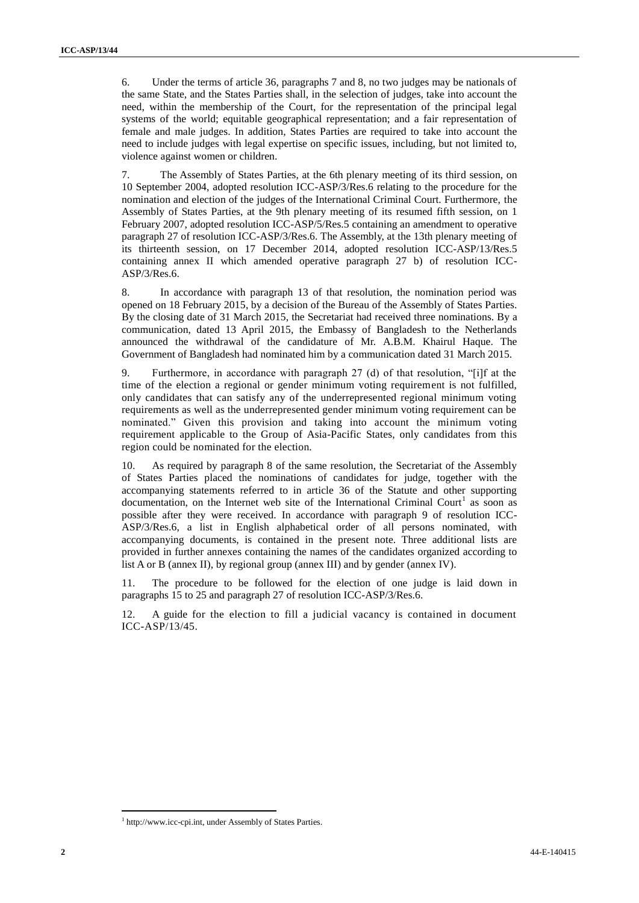6. Under the terms of article 36, paragraphs 7 and 8, no two judges may be nationals of the same State, and the States Parties shall, in the selection of judges, take into account the need, within the membership of the Court, for the representation of the principal legal systems of the world; equitable geographical representation; and a fair representation of female and male judges. In addition, States Parties are required to take into account the need to include judges with legal expertise on specific issues, including, but not limited to, violence against women or children.

7. The Assembly of States Parties, at the 6th plenary meeting of its third session, on 10 September 2004, adopted resolution ICC-ASP/3/Res.6 relating to the procedure for the nomination and election of the judges of the International Criminal Court. Furthermore, the Assembly of States Parties, at the 9th plenary meeting of its resumed fifth session, on 1 February 2007, adopted resolution ICC-ASP/5/Res.5 containing an amendment to operative paragraph 27 of resolution ICC-ASP/3/Res.6. The Assembly, at the 13th plenary meeting of its thirteenth session, on 17 December 2014, adopted resolution ICC-ASP/13/Res.5 containing annex II which amended operative paragraph 27 b) of resolution ICC-ASP/3/Res.6.

8. In accordance with paragraph 13 of that resolution, the nomination period was opened on 18 February 2015, by a decision of the Bureau of the Assembly of States Parties. By the closing date of 31 March 2015, the Secretariat had received three nominations. By a communication, dated 13 April 2015, the Embassy of Bangladesh to the Netherlands announced the withdrawal of the candidature of Mr. A.B.M. Khairul Haque. The Government of Bangladesh had nominated him by a communication dated 31 March 2015.

9. Furthermore, in accordance with paragraph 27 (d) of that resolution, "[i]f at the time of the election a regional or gender minimum voting requirement is not fulfilled, only candidates that can satisfy any of the underrepresented regional minimum voting requirements as well as the underrepresented gender minimum voting requirement can be nominated." Given this provision and taking into account the minimum voting requirement applicable to the Group of Asia-Pacific States, only candidates from this region could be nominated for the election.

10. As required by paragraph 8 of the same resolution, the Secretariat of the Assembly of States Parties placed the nominations of candidates for judge, together with the accompanying statements referred to in article 36 of the Statute and other supporting documentation, on the Internet web site of the International Criminal Court[1] as soon as possible after they were received. In accordance with paragraph 9 of resolution ICC-ASP/3/Res.6, a list in English alphabetical order of all persons nominated, with accompanying documents, is contained in the present note. Three additional lists are provided in further annexes containing the names of the candidates organized according to list A or B (annex II), by regional group (annex III) and by gender (annex IV).

11. The procedure to be followed for the election of one judge is laid down in paragraphs 15 to 25 and paragraph 27 of resolution ICC-ASP/3/Res.6.

12. A guide for the election to fill a judicial vacancy is contained in document ICC-ASP/13/45.

[1] http://www.icc-cpi.int, under Assembly of States Parties.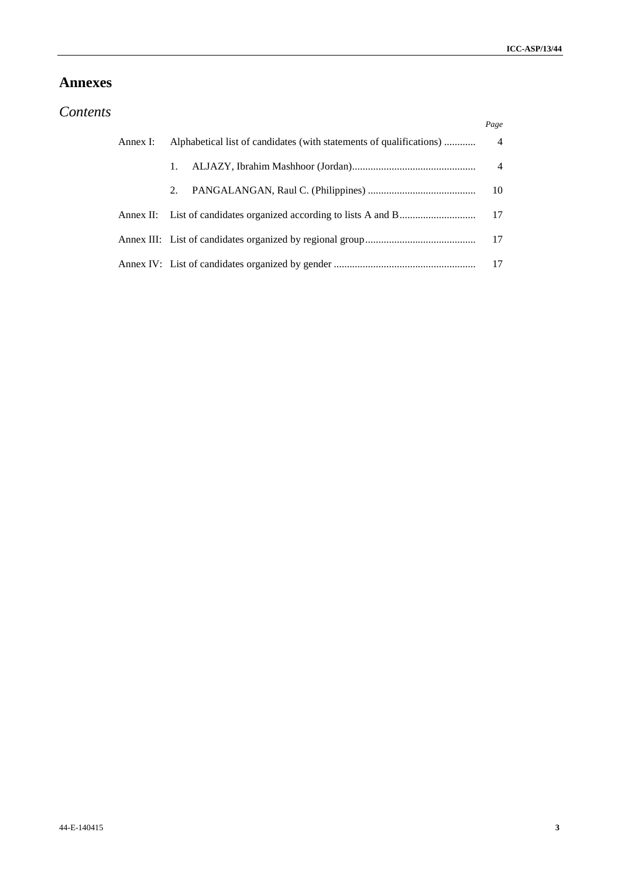# Annexes

## *Contents*

| | | *Page* |
|---|---|---|
| Annex I: | Alphabetical list of candidates (with statements of qualifications) | 4 |
| | 1. ALJAZY, Ibrahim Mashhoor (Jordan) | 4 |
| | 2. PANGALANGAN, Raul C. (Philippines) | 10 |
| Annex II: | List of candidates organized according to lists A and B | 17 |
| Annex III: | List of candidates organized by regional group | 17 |
| Annex IV: | List of candidates organized by gender | 17 |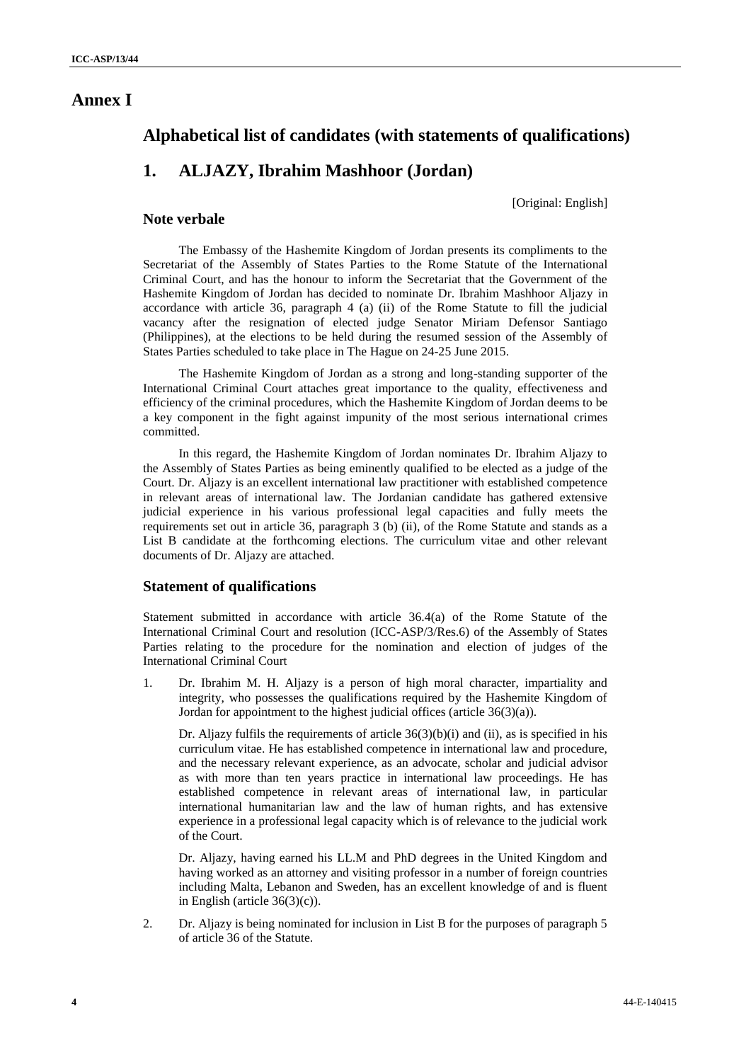# Annex I

## Alphabetical list of candidates (with statements of qualifications)

## 1. ALJAZY, Ibrahim Mashhoor (Jordan)

[Original: English]

### Note verbale

The Embassy of the Hashemite Kingdom of Jordan presents its compliments to the Secretariat of the Assembly of States Parties to the Rome Statute of the International Criminal Court, and has the honour to inform the Secretariat that the Government of the Hashemite Kingdom of Jordan has decided to nominate Dr. Ibrahim Mashhoor Aljazy in accordance with article 36, paragraph 4 (a) (ii) of the Rome Statute to fill the judicial vacancy after the resignation of elected judge Senator Miriam Defensor Santiago (Philippines), at the elections to be held during the resumed session of the Assembly of States Parties scheduled to take place in The Hague on 24-25 June 2015.

The Hashemite Kingdom of Jordan as a strong and long-standing supporter of the International Criminal Court attaches great importance to the quality, effectiveness and efficiency of the criminal procedures, which the Hashemite Kingdom of Jordan deems to be a key component in the fight against impunity of the most serious international crimes committed.

In this regard, the Hashemite Kingdom of Jordan nominates Dr. Ibrahim Aljazy to the Assembly of States Parties as being eminently qualified to be elected as a judge of the Court. Dr. Aljazy is an excellent international law practitioner with established competence in relevant areas of international law. The Jordanian candidate has gathered extensive judicial experience in his various professional legal capacities and fully meets the requirements set out in article 36, paragraph 3 (b) (ii), of the Rome Statute and stands as a List B candidate at the forthcoming elections. The curriculum vitae and other relevant documents of Dr. Aljazy are attached.

### Statement of qualifications

Statement submitted in accordance with article 36.4(a) of the Rome Statute of the International Criminal Court and resolution (ICC-ASP/3/Res.6) of the Assembly of States Parties relating to the procedure for the nomination and election of judges of the International Criminal Court

1. Dr. Ibrahim M. H. Aljazy is a person of high moral character, impartiality and integrity, who possesses the qualifications required by the Hashemite Kingdom of Jordan for appointment to the highest judicial offices (article 36(3)(a)).

   Dr. Aljazy fulfils the requirements of article 36(3)(b)(i) and (ii), as is specified in his curriculum vitae. He has established competence in international law and procedure, and the necessary relevant experience, as an advocate, scholar and judicial advisor as with more than ten years practice in international law proceedings. He has established competence in relevant areas of international law, in particular international humanitarian law and the law of human rights, and has extensive experience in a professional legal capacity which is of relevance to the judicial work of the Court.

   Dr. Aljazy, having earned his LL.M and PhD degrees in the United Kingdom and having worked as an attorney and visiting professor in a number of foreign countries including Malta, Lebanon and Sweden, has an excellent knowledge of and is fluent in English (article 36(3)(c)).

2. Dr. Aljazy is being nominated for inclusion in List B for the purposes of paragraph 5 of article 36 of the Statute.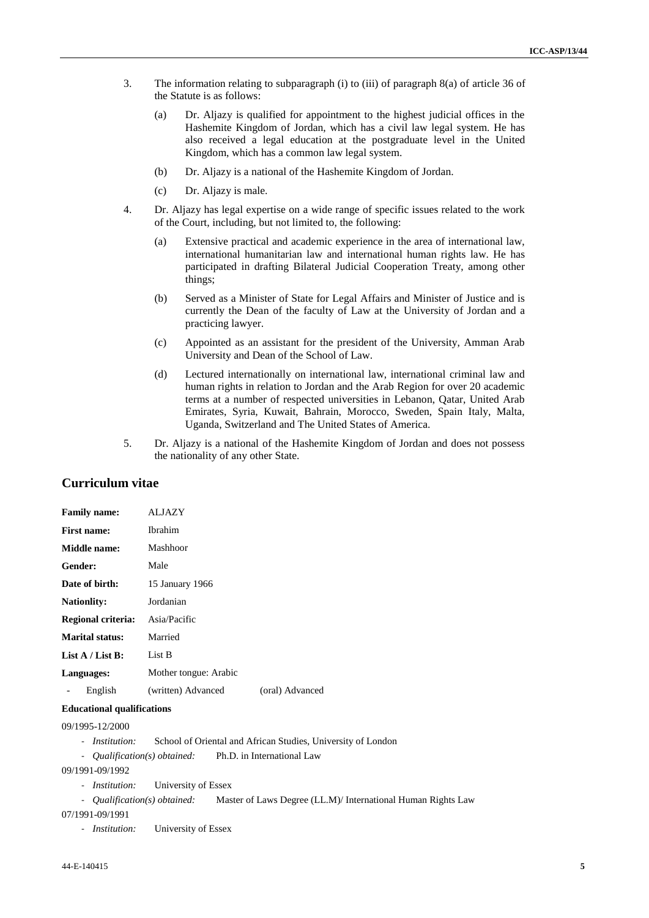3. The information relating to subparagraph (i) to (iii) of paragraph 8(a) of article 36 of the Statute is as follows:

   (a) Dr. Aljazy is qualified for appointment to the highest judicial offices in the Hashemite Kingdom of Jordan, which has a civil law legal system. He has also received a legal education at the postgraduate level in the United Kingdom, which has a common law legal system.

   (b) Dr. Aljazy is a national of the Hashemite Kingdom of Jordan.

   (c) Dr. Aljazy is male.

4. Dr. Aljazy has legal expertise on a wide range of specific issues related to the work of the Court, including, but not limited to, the following:

   (a) Extensive practical and academic experience in the area of international law, international humanitarian law and international human rights law. He has participated in drafting Bilateral Judicial Cooperation Treaty, among other things;

   (b) Served as a Minister of State for Legal Affairs and Minister of Justice and is currently the Dean of the faculty of Law at the University of Jordan and a practicing lawyer.

   (c) Appointed as an assistant for the president of the University, Amman Arab University and Dean of the School of Law.

   (d) Lectured internationally on international law, international criminal law and human rights in relation to Jordan and the Arab Region for over 20 academic terms at a number of respected universities in Lebanon, Qatar, United Arab Emirates, Syria, Kuwait, Bahrain, Morocco, Sweden, Spain Italy, Malta, Uganda, Switzerland and The United States of America.

5. Dr. Aljazy is a national of the Hashemite Kingdom of Jordan and does not possess the nationality of any other State.

## Curriculum vitae

| | | |
|---|---|---|
| **Family name:** | ALJAZY | |
| **First name:** | Ibrahim | |
| **Middle name:** | Mashhoor | |
| **Gender:** | Male | |
| **Date of birth:** | 15 January 1966 | |
| **Nationlity:** | Jordanian | |
| **Regional criteria:** | Asia/Pacific | |
| **Marital status:** | Married | |
| **List A / List B:** | List B | |
| **Languages:** | Mother tongue: Arabic | |
| - English | (written) Advanced | (oral) Advanced |

**Educational qualifications**

09/1995-12/2000

- *Institution:* School of Oriental and African Studies, University of London
- *Qualification(s) obtained:* Ph.D. in International Law

09/1991-09/1992

- *Institution:* University of Essex
- *Qualification(s) obtained:* Master of Laws Degree (LL.M)/ International Human Rights Law

07/1991-09/1991

- *Institution:* University of Essex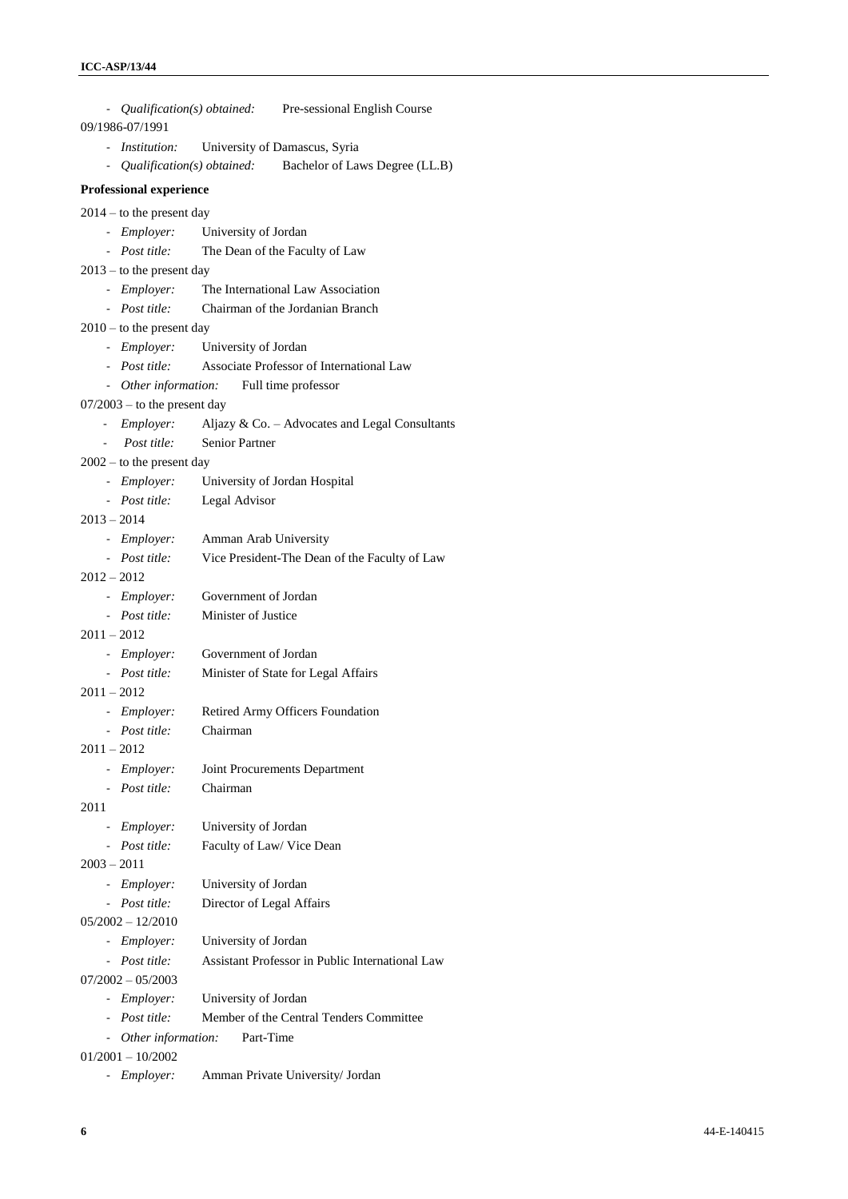- *Qualification(s) obtained:* Pre-sessional English Course

09/1986-07/1991

- *Institution:* University of Damascus, Syria
- *Qualification(s) obtained:* Bachelor of Laws Degree (LL.B)

**Professional experience**

2014 – to the present day

- *Employer:* University of Jordan
- *Post title:* The Dean of the Faculty of Law

2013 – to the present day

- *Employer:* The International Law Association
- *Post title:* Chairman of the Jordanian Branch

2010 – to the present day

- *Employer:* University of Jordan
- *Post title:* Associate Professor of International Law
- *Other information:* Full time professor

07/2003 – to the present day

- *Employer:* Aljazy & Co. – Advocates and Legal Consultants
- *Post title:* Senior Partner

2002 – to the present day

- *Employer:* University of Jordan Hospital
- *Post title:* Legal Advisor

2013 – 2014

- *Employer:* Amman Arab University
- *Post title:* Vice President-The Dean of the Faculty of Law

2012 – 2012

- *Employer:* Government of Jordan
- *Post title:* Minister of Justice

2011 – 2012

- *Employer:* Government of Jordan
- *Post title:* Minister of State for Legal Affairs

2011 – 2012

- *Employer:* Retired Army Officers Foundation
- *Post title:* Chairman

2011 – 2012

- *Employer:* Joint Procurements Department
- *Post title:* Chairman

2011

- *Employer:* University of Jordan
- *Post title:* Faculty of Law/ Vice Dean

2003 – 2011

- *Employer:* University of Jordan
- *Post title:* Director of Legal Affairs

05/2002 – 12/2010

- *Employer:* University of Jordan
- *Post title:* Assistant Professor in Public International Law

07/2002 – 05/2003

- *Employer:* University of Jordan
- *Post title:* Member of the Central Tenders Committee
- *Other information:* Part-Time

01/2001 – 10/2002

- *Employer:* Amman Private University/ Jordan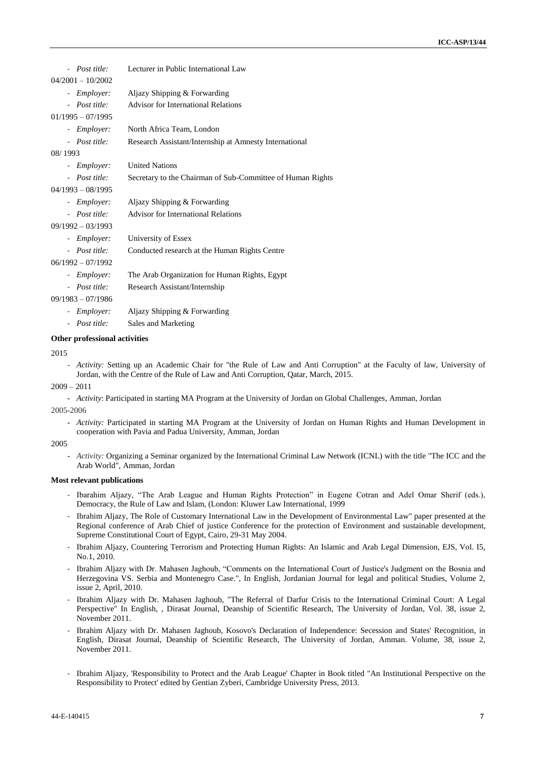- *Post title:* Lecturer in Public International Law

04/2001 – 10/2002

- *Employer:* Aljazy Shipping & Forwarding
- *Post title:* Advisor for International Relations

01/1995 – 07/1995

- *Employer:* North Africa Team, London
- *Post title:* Research Assistant/Internship at Amnesty International

08/ 1993

- *Employer:* United Nations
- *Post title:* Secretary to the Chairman of Sub-Committee of Human Rights

04/1993 – 08/1995

- *Employer:* Aljazy Shipping & Forwarding
- *Post title:* Advisor for International Relations

09/1992 – 03/1993

- *Employer:* University of Essex
- *Post title:* Conducted research at the Human Rights Centre

06/1992 – 07/1992

- *Employer:* The Arab Organization for Human Rights, Egypt
- *Post title:* Research Assistant/Internship

09/1983 – 07/1986

- *Employer:* Aljazy Shipping & Forwarding
- *Post title:* Sales and Marketing

**Other professional activities**

2015

- *Activity:* Setting up an Academic Chair for "the Rule of Law and Anti Corruption" at the Faculty of law, University of Jordan, with the Centre of the Rule of Law and Anti Corruption, Qatar, March, 2015.

2009 – 2011

- *Activity*: Participated in starting MA Program at the University of Jordan on Global Challenges, Amman, Jordan

2005-2006

- *Activity:* Participated in starting MA Program at the University of Jordan on Human Rights and Human Development in cooperation with Pavia and Padua University, Amman, Jordan

2005

- *Activity:* Organizing a Seminar organized by the International Criminal Law Network (ICNL) with the title "The ICC and the Arab World", Amman, Jordan

**Most relevant publications**

- Ibarahim Aljazy, "The Arab League and Human Rights Protection" in Eugene Cotran and Adel Omar Sherif (eds.), Democracy, the Rule of Law and Islam, (London: Kluwer Law International, 1999
- Ibrahim Aljazy, The Role of Customary International Law in the Development of Environmental Law" paper presented at the Regional conference of Arab Chief of justice Conference for the protection of Environment and sustainable development, Supreme Constitutional Court of Egypt, Cairo, 29-31 May 2004.
- Ibrahim Aljazy, Countering Terrorism and Protecting Human Rights: An Islamic and Arab Legal Dimension, EJS, Vol. I5, No.1, 2010.
- Ibrahim Aljazy with Dr. Mahasen Jaghoub, "Comments on the International Court of Justice's Judgment on the Bosnia and Herzegovina VS. Serbia and Montenegro Case.", In English, Jordanian Journal for legal and political Studies, Volume 2, issue 2, April, 2010.
- Ibrahim Aljazy with Dr. Mahasen Jaghoub, "The Referral of Darfur Crisis to the International Criminal Court: A Legal Perspective" In English, , Dirasat Journal, Deanship of Scientific Research, The University of Jordan, Vol. 38, issue 2, November 2011.
- Ibrahim Aljazy with Dr. Mahasen Jaghoub, Kosovo's Declaration of Independence: Secession and States' Recognition, in English, Dirasat Journal, Deanship of Scientific Research, The University of Jordan, Amman. Volume, 38, issue 2, November 2011.
- Ibrahim Aljazy, 'Responsibility to Protect and the Arab League' Chapter in Book titled "An Institutional Perspective on the Responsibility to Protect' edited by Gentian Zyberi, Cambridge University Press, 2013.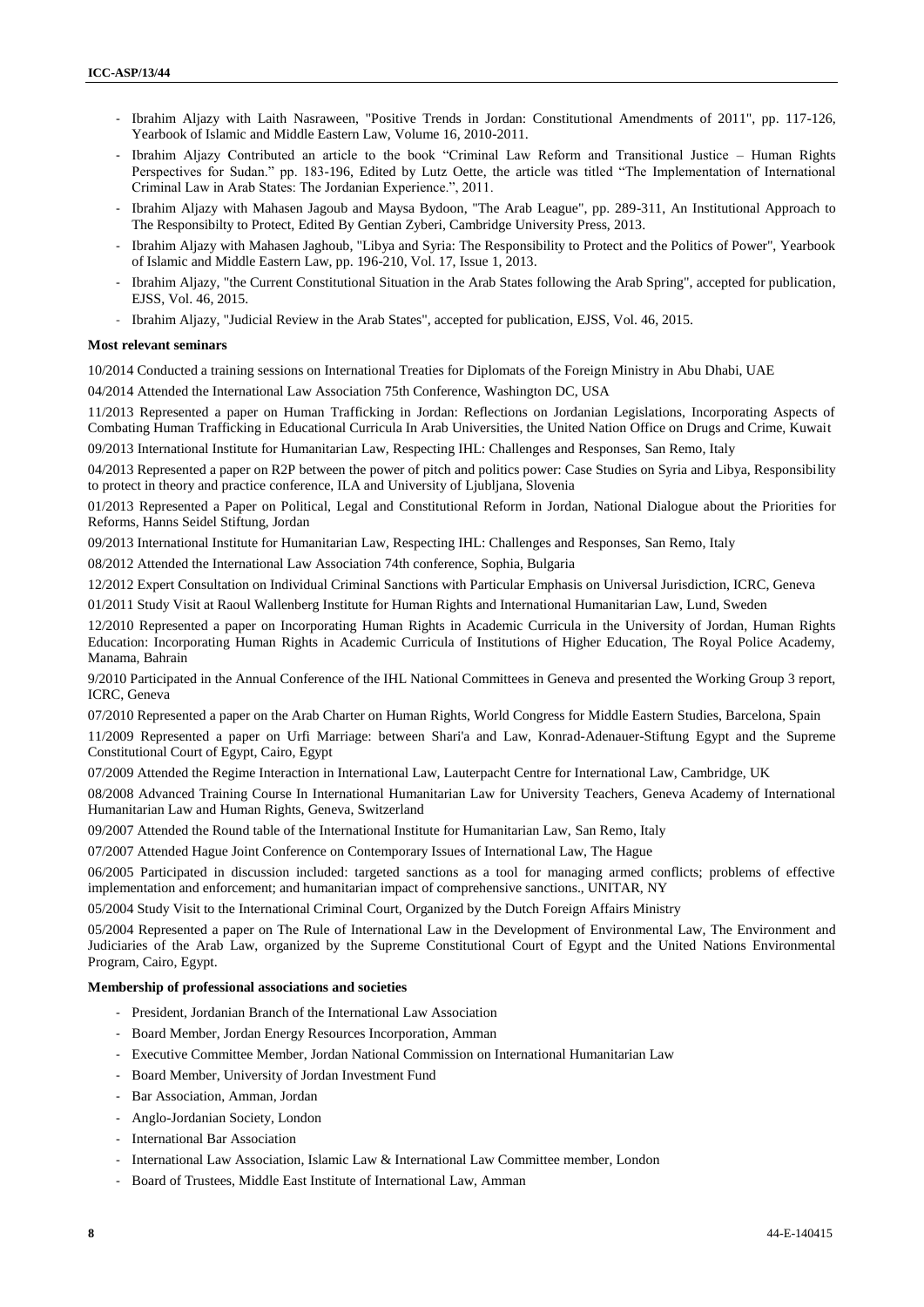- Ibrahim Aljazy with Laith Nasraween, "Positive Trends in Jordan: Constitutional Amendments of 2011", pp. 117-126, Yearbook of Islamic and Middle Eastern Law, Volume 16, 2010-2011.
- Ibrahim Aljazy Contributed an article to the book "Criminal Law Reform and Transitional Justice – Human Rights Perspectives for Sudan." pp. 183-196, Edited by Lutz Oette, the article was titled "The Implementation of International Criminal Law in Arab States: The Jordanian Experience.", 2011.
- Ibrahim Aljazy with Mahasen Jagoub and Maysa Bydoon, "The Arab League", pp. 289-311, An Institutional Approach to The Responsibilty to Protect, Edited By Gentian Zyberi, Cambridge University Press, 2013.
- Ibrahim Aljazy with Mahasen Jaghoub, "Libya and Syria: The Responsibility to Protect and the Politics of Power", Yearbook of Islamic and Middle Eastern Law, pp. 196-210, Vol. 17, Issue 1, 2013.
- Ibrahim Aljazy, "the Current Constitutional Situation in the Arab States following the Arab Spring", accepted for publication, EJSS, Vol. 46, 2015.
- Ibrahim Aljazy, "Judicial Review in the Arab States", accepted for publication, EJSS, Vol. 46, 2015.

**Most relevant seminars**

10/2014 Conducted a training sessions on International Treaties for Diplomats of the Foreign Ministry in Abu Dhabi, UAE

04/2014 Attended the International Law Association 75th Conference, Washington DC, USA

11/2013 Represented a paper on Human Trafficking in Jordan: Reflections on Jordanian Legislations, Incorporating Aspects of Combating Human Trafficking in Educational Curricula In Arab Universities, the United Nation Office on Drugs and Crime, Kuwait

09/2013 International Institute for Humanitarian Law, Respecting IHL: Challenges and Responses, San Remo, Italy

04/2013 Represented a paper on R2P between the power of pitch and politics power: Case Studies on Syria and Libya, Responsibility to protect in theory and practice conference, ILA and University of Ljubljana, Slovenia

01/2013 Represented a Paper on Political, Legal and Constitutional Reform in Jordan, National Dialogue about the Priorities for Reforms, Hanns Seidel Stiftung, Jordan

09/2013 International Institute for Humanitarian Law, Respecting IHL: Challenges and Responses, San Remo, Italy

08/2012 Attended the International Law Association 74th conference, Sophia, Bulgaria

12/2012 Expert Consultation on Individual Criminal Sanctions with Particular Emphasis on Universal Jurisdiction, ICRC, Geneva

01/2011 Study Visit at Raoul Wallenberg Institute for Human Rights and International Humanitarian Law, Lund, Sweden

12/2010 Represented a paper on Incorporating Human Rights in Academic Curricula in the University of Jordan, Human Rights Education: Incorporating Human Rights in Academic Curricula of Institutions of Higher Education, The Royal Police Academy, Manama, Bahrain

9/2010 Participated in the Annual Conference of the IHL National Committees in Geneva and presented the Working Group 3 report, ICRC, Geneva

07/2010 Represented a paper on the Arab Charter on Human Rights, World Congress for Middle Eastern Studies, Barcelona, Spain

11/2009 Represented a paper on Urfi Marriage: between Shari'a and Law, Konrad-Adenauer-Stiftung Egypt and the Supreme Constitutional Court of Egypt, Cairo, Egypt

07/2009 Attended the Regime Interaction in International Law, Lauterpacht Centre for International Law, Cambridge, UK

08/2008 Advanced Training Course In International Humanitarian Law for University Teachers, Geneva Academy of International Humanitarian Law and Human Rights, Geneva, Switzerland

09/2007 Attended the Round table of the International Institute for Humanitarian Law, San Remo, Italy

07/2007 Attended Hague Joint Conference on Contemporary Issues of International Law, The Hague

06/2005 Participated in discussion included: targeted sanctions as a tool for managing armed conflicts; problems of effective implementation and enforcement; and humanitarian impact of comprehensive sanctions., UNITAR, NY

05/2004 Study Visit to the International Criminal Court, Organized by the Dutch Foreign Affairs Ministry

05/2004 Represented a paper on The Rule of International Law in the Development of Environmental Law, The Environment and Judiciaries of the Arab Law, organized by the Supreme Constitutional Court of Egypt and the United Nations Environmental Program, Cairo, Egypt.

**Membership of professional associations and societies**

- President, Jordanian Branch of the International Law Association
- Board Member, Jordan Energy Resources Incorporation, Amman
- Executive Committee Member, Jordan National Commission on International Humanitarian Law
- Board Member, University of Jordan Investment Fund
- Bar Association, Amman, Jordan
- Anglo-Jordanian Society, London
- International Bar Association
- International Law Association, Islamic Law & International Law Committee member, London
- Board of Trustees, Middle East Institute of International Law, Amman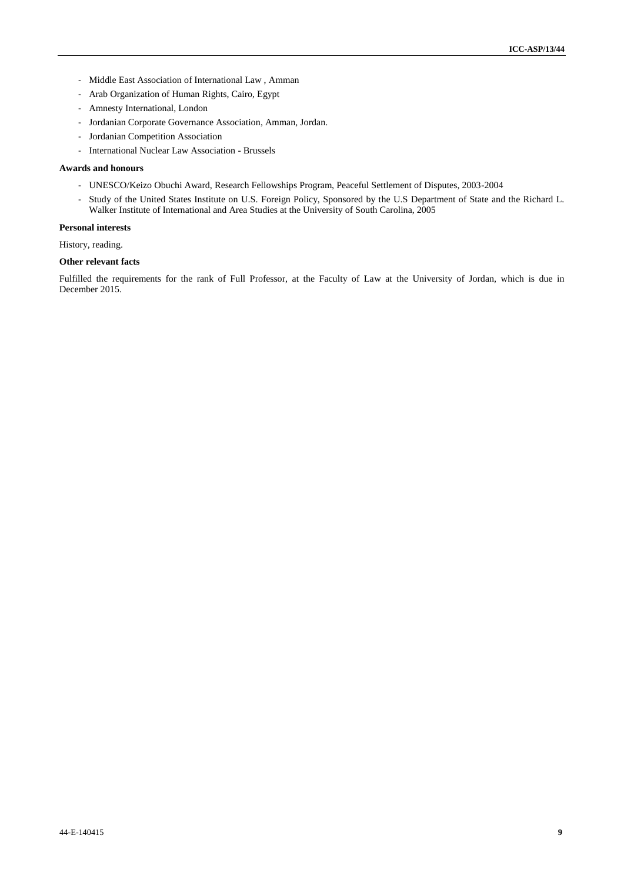- Middle East Association of International Law , Amman
- Arab Organization of Human Rights, Cairo, Egypt
- Amnesty International, London
- Jordanian Corporate Governance Association, Amman, Jordan.
- Jordanian Competition Association
- International Nuclear Law Association - Brussels

**Awards and honours**

- UNESCO/Keizo Obuchi Award, Research Fellowships Program, Peaceful Settlement of Disputes, 2003-2004
- Study of the United States Institute on U.S. Foreign Policy, Sponsored by the U.S Department of State and the Richard L. Walker Institute of International and Area Studies at the University of South Carolina, 2005

**Personal interests**

History, reading.

**Other relevant facts**

Fulfilled the requirements for the rank of Full Professor, at the Faculty of Law at the University of Jordan, which is due in December 2015.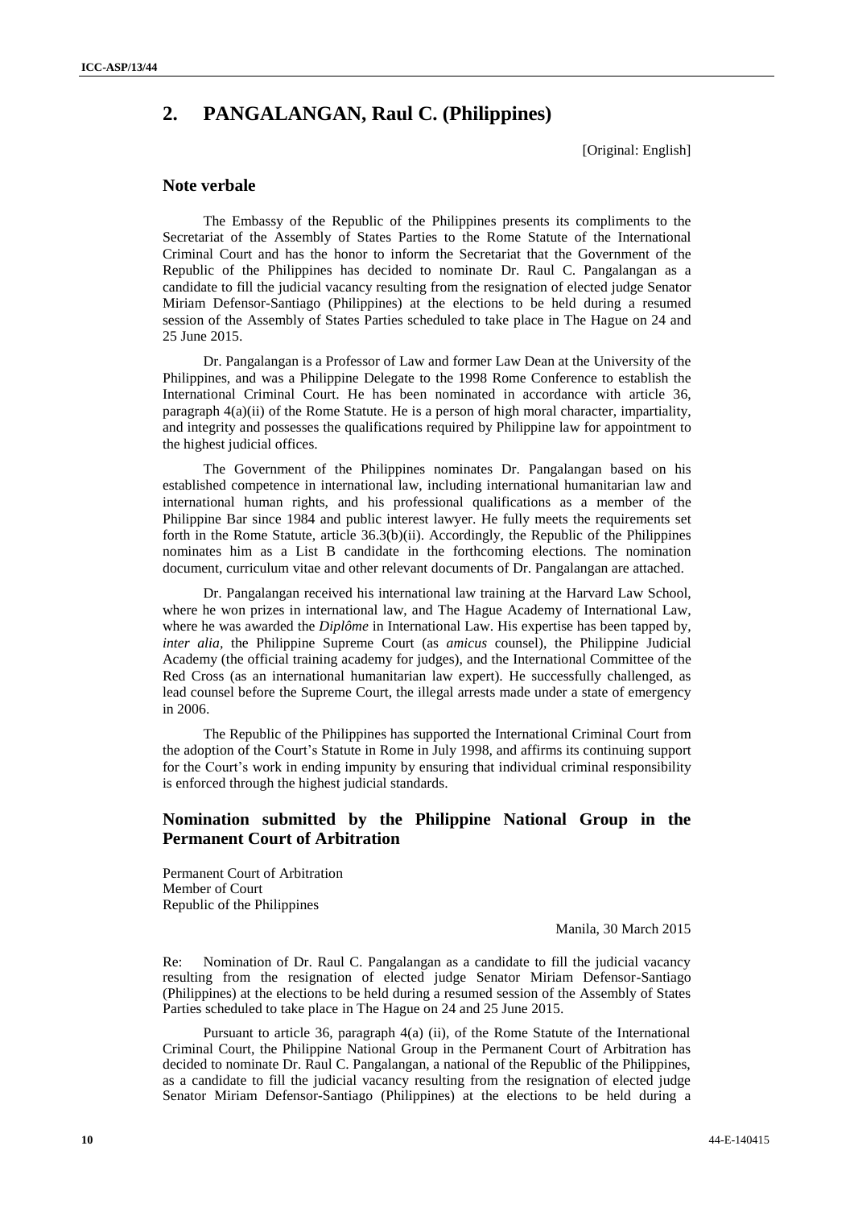## 2. PANGALANGAN, Raul C. (Philippines)

[Original: English]

### Note verbale

The Embassy of the Republic of the Philippines presents its compliments to the Secretariat of the Assembly of States Parties to the Rome Statute of the International Criminal Court and has the honor to inform the Secretariat that the Government of the Republic of the Philippines has decided to nominate Dr. Raul C. Pangalangan as a candidate to fill the judicial vacancy resulting from the resignation of elected judge Senator Miriam Defensor-Santiago (Philippines) at the elections to be held during a resumed session of the Assembly of States Parties scheduled to take place in The Hague on 24 and 25 June 2015.

Dr. Pangalangan is a Professor of Law and former Law Dean at the University of the Philippines, and was a Philippine Delegate to the 1998 Rome Conference to establish the International Criminal Court. He has been nominated in accordance with article 36, paragraph 4(a)(ii) of the Rome Statute. He is a person of high moral character, impartiality, and integrity and possesses the qualifications required by Philippine law for appointment to the highest judicial offices.

The Government of the Philippines nominates Dr. Pangalangan based on his established competence in international law, including international humanitarian law and international human rights, and his professional qualifications as a member of the Philippine Bar since 1984 and public interest lawyer. He fully meets the requirements set forth in the Rome Statute, article 36.3(b)(ii). Accordingly, the Republic of the Philippines nominates him as a List B candidate in the forthcoming elections. The nomination document, curriculum vitae and other relevant documents of Dr. Pangalangan are attached.

Dr. Pangalangan received his international law training at the Harvard Law School, where he won prizes in international law, and The Hague Academy of International Law, where he was awarded the *Diplôme* in International Law. His expertise has been tapped by, *inter alia,* the Philippine Supreme Court (as *amicus* counsel), the Philippine Judicial Academy (the official training academy for judges), and the International Committee of the Red Cross (as an international humanitarian law expert). He successfully challenged, as lead counsel before the Supreme Court, the illegal arrests made under a state of emergency in 2006.

The Republic of the Philippines has supported the International Criminal Court from the adoption of the Court's Statute in Rome in July 1998, and affirms its continuing support for the Court's work in ending impunity by ensuring that individual criminal responsibility is enforced through the highest judicial standards.

### Nomination submitted by the Philippine National Group in the Permanent Court of Arbitration

Permanent Court of Arbitration
Member of Court
Republic of the Philippines

Manila, 30 March 2015

Re: Nomination of Dr. Raul C. Pangalangan as a candidate to fill the judicial vacancy resulting from the resignation of elected judge Senator Miriam Defensor-Santiago (Philippines) at the elections to be held during a resumed session of the Assembly of States Parties scheduled to take place in The Hague on 24 and 25 June 2015.

Pursuant to article 36, paragraph 4(a) (ii), of the Rome Statute of the International Criminal Court, the Philippine National Group in the Permanent Court of Arbitration has decided to nominate Dr. Raul C. Pangalangan, a national of the Republic of the Philippines, as a candidate to fill the judicial vacancy resulting from the resignation of elected judge Senator Miriam Defensor-Santiago (Philippines) at the elections to be held during a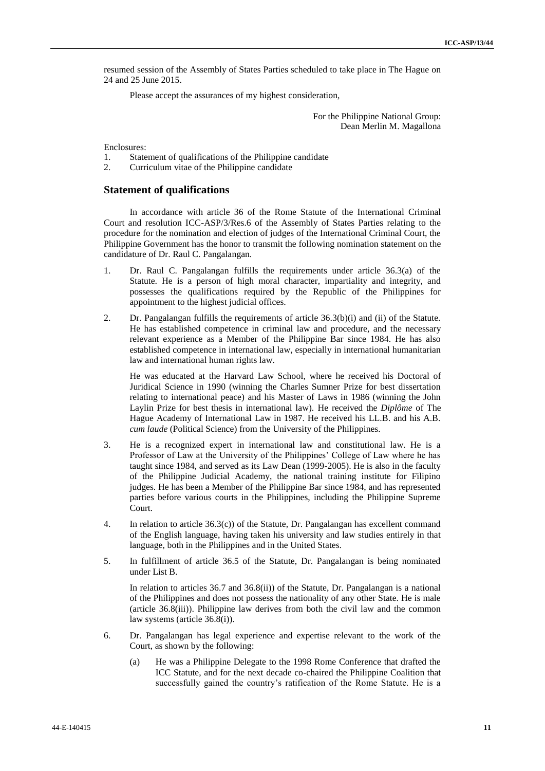resumed session of the Assembly of States Parties scheduled to take place in The Hague on 24 and 25 June 2015.

Please accept the assurances of my highest consideration,

For the Philippine National Group:
Dean Merlin M. Magallona

Enclosures:

1. Statement of qualifications of the Philippine candidate
2. Curriculum vitae of the Philippine candidate

## Statement of qualifications

In accordance with article 36 of the Rome Statute of the International Criminal Court and resolution ICC-ASP/3/Res.6 of the Assembly of States Parties relating to the procedure for the nomination and election of judges of the International Criminal Court, the Philippine Government has the honor to transmit the following nomination statement on the candidature of Dr. Raul C. Pangalangan.

1. Dr. Raul C. Pangalangan fulfills the requirements under article 36.3(a) of the Statute. He is a person of high moral character, impartiality and integrity, and possesses the qualifications required by the Republic of the Philippines for appointment to the highest judicial offices.

2. Dr. Pangalangan fulfills the requirements of article 36.3(b)(i) and (ii) of the Statute. He has established competence in criminal law and procedure, and the necessary relevant experience as a Member of the Philippine Bar since 1984. He has also established competence in international law, especially in international humanitarian law and international human rights law.

   He was educated at the Harvard Law School, where he received his Doctoral of Juridical Science in 1990 (winning the Charles Sumner Prize for best dissertation relating to international peace) and his Master of Laws in 1986 (winning the John Laylin Prize for best thesis in international law). He received the *Diplôme* of The Hague Academy of International Law in 1987. He received his LL.B. and his A.B. *cum laude* (Political Science) from the University of the Philippines.

3. He is a recognized expert in international law and constitutional law. He is a Professor of Law at the University of the Philippines' College of Law where he has taught since 1984, and served as its Law Dean (1999-2005). He is also in the faculty of the Philippine Judicial Academy, the national training institute for Filipino judges. He has been a Member of the Philippine Bar since 1984, and has represented parties before various courts in the Philippines, including the Philippine Supreme Court.

4. In relation to article 36.3(c)) of the Statute, Dr. Pangalangan has excellent command of the English language, having taken his university and law studies entirely in that language, both in the Philippines and in the United States.

5. In fulfillment of article 36.5 of the Statute, Dr. Pangalangan is being nominated under List B.

   In relation to articles 36.7 and 36.8(ii)) of the Statute, Dr. Pangalangan is a national of the Philippines and does not possess the nationality of any other State. He is male (article 36.8(iii)). Philippine law derives from both the civil law and the common law systems (article 36.8(i)).

6. Dr. Pangalangan has legal experience and expertise relevant to the work of the Court, as shown by the following:

   (a) He was a Philippine Delegate to the 1998 Rome Conference that drafted the ICC Statute, and for the next decade co-chaired the Philippine Coalition that successfully gained the country's ratification of the Rome Statute. He is a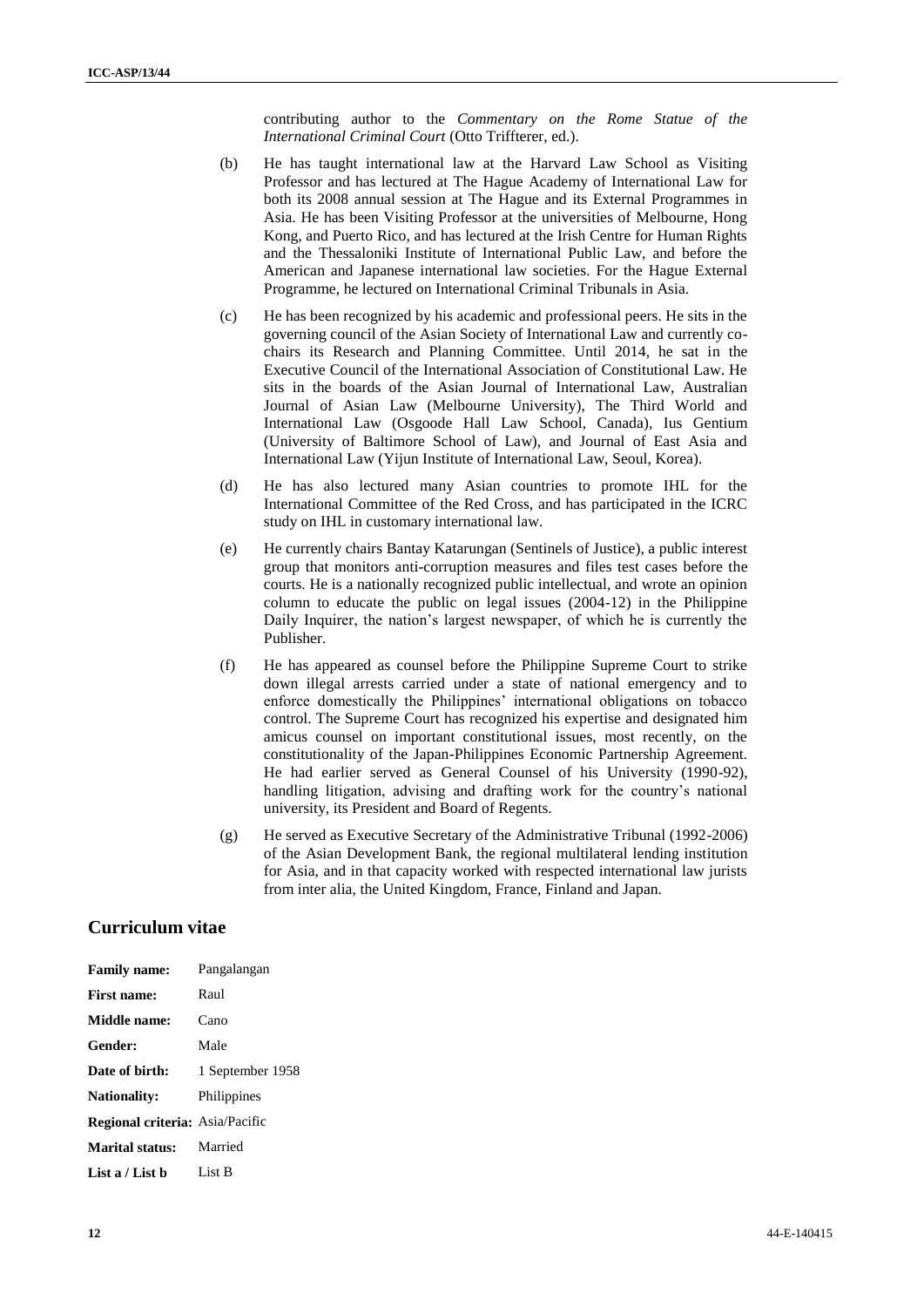contributing author to the *Commentary on the Rome Statue of the International Criminal Court* (Otto Triffterer, ed.).

(b) He has taught international law at the Harvard Law School as Visiting Professor and has lectured at The Hague Academy of International Law for both its 2008 annual session at The Hague and its External Programmes in Asia. He has been Visiting Professor at the universities of Melbourne, Hong Kong, and Puerto Rico, and has lectured at the Irish Centre for Human Rights and the Thessaloniki Institute of International Public Law, and before the American and Japanese international law societies. For the Hague External Programme, he lectured on International Criminal Tribunals in Asia.

(c) He has been recognized by his academic and professional peers. He sits in the governing council of the Asian Society of International Law and currently co-chairs its Research and Planning Committee. Until 2014, he sat in the Executive Council of the International Association of Constitutional Law. He sits in the boards of the Asian Journal of International Law, Australian Journal of Asian Law (Melbourne University), The Third World and International Law (Osgoode Hall Law School, Canada), Ius Gentium (University of Baltimore School of Law), and Journal of East Asia and International Law (Yijun Institute of International Law, Seoul, Korea).

(d) He has also lectured many Asian countries to promote IHL for the International Committee of the Red Cross, and has participated in the ICRC study on IHL in customary international law.

(e) He currently chairs Bantay Katarungan (Sentinels of Justice), a public interest group that monitors anti-corruption measures and files test cases before the courts. He is a nationally recognized public intellectual, and wrote an opinion column to educate the public on legal issues (2004-12) in the Philippine Daily Inquirer, the nation's largest newspaper, of which he is currently the Publisher.

(f) He has appeared as counsel before the Philippine Supreme Court to strike down illegal arrests carried under a state of national emergency and to enforce domestically the Philippines' international obligations on tobacco control. The Supreme Court has recognized his expertise and designated him amicus counsel on important constitutional issues, most recently, on the constitutionality of the Japan-Philippines Economic Partnership Agreement. He had earlier served as General Counsel of his University (1990-92), handling litigation, advising and drafting work for the country's national university, its President and Board of Regents.

(g) He served as Executive Secretary of the Administrative Tribunal (1992-2006) of the Asian Development Bank, the regional multilateral lending institution for Asia, and in that capacity worked with respected international law jurists from inter alia, the United Kingdom, France, Finland and Japan.

## Curriculum vitae

**Family name:** Pangalangan

**First name:** Raul

**Middle name:** Cano

**Gender:** Male

**Date of birth:** 1 September 1958

**Nationality:** Philippines

**Regional criteria:** Asia/Pacific

**Marital status:** Married

**List a / List b** List B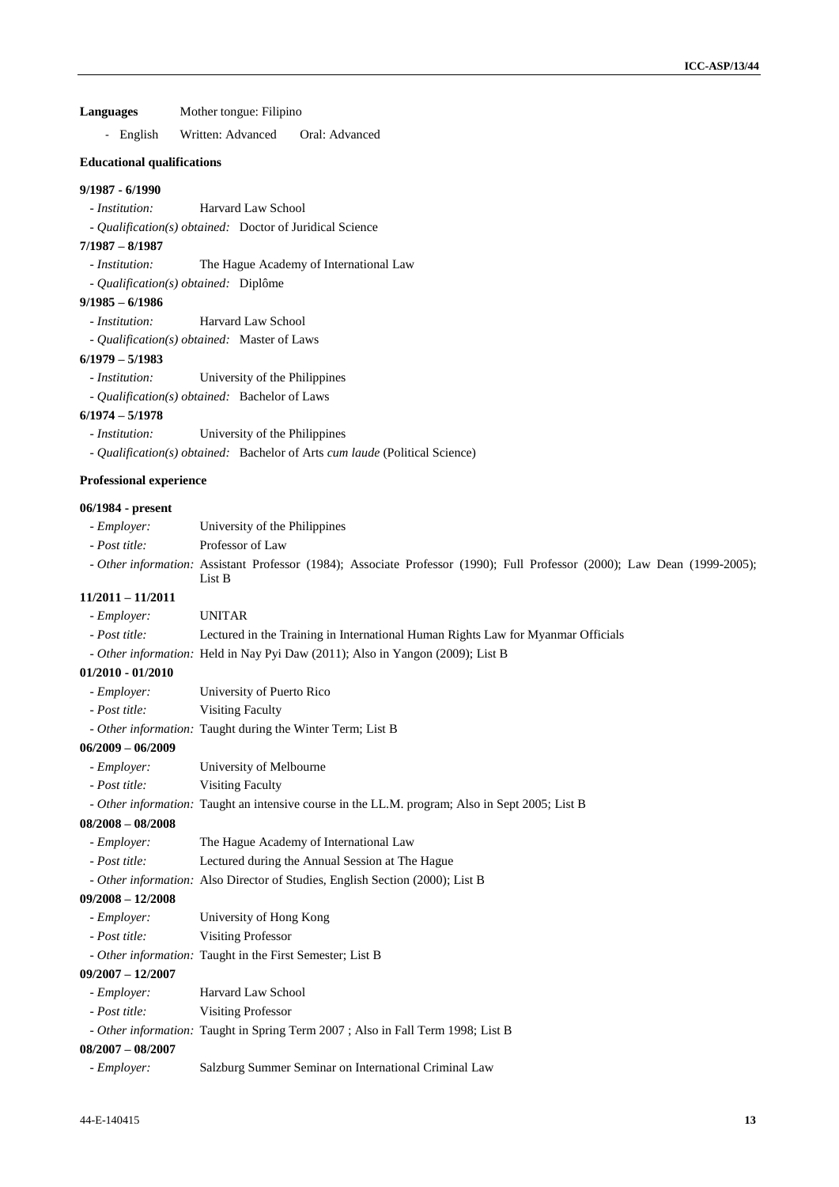**Languages** Mother tongue: Filipino

- English Written: Advanced Oral: Advanced

**Educational qualifications**

**9/1987 - 6/1990**

- *Institution:* Harvard Law School
- *Qualification(s) obtained:* Doctor of Juridical Science

**7/1987 – 8/1987**

- *Institution:* The Hague Academy of International Law
- *Qualification(s) obtained:* Diplôme

**9/1985 – 6/1986**

- *Institution:* Harvard Law School
- *Qualification(s) obtained:* Master of Laws

**6/1979 – 5/1983**

- *Institution:* University of the Philippines
- *Qualification(s) obtained:* Bachelor of Laws

**6/1974 – 5/1978**

- *Institution:* University of the Philippines
- *Qualification(s) obtained:* Bachelor of Arts *cum laude* (Political Science)

**Professional experience**

**06/1984 - present**

- *Employer:* University of the Philippines
- *Post title:* Professor of Law
- *Other information:* Assistant Professor (1984); Associate Professor (1990); Full Professor (2000); Law Dean (1999-2005); List B

**11/2011 – 11/2011**

- *Employer:* UNITAR
- *Post title:* Lectured in the Training in International Human Rights Law for Myanmar Officials
- *Other information:* Held in Nay Pyi Daw (2011); Also in Yangon (2009); List B

**01/2010 - 01/2010**

- *Employer:* University of Puerto Rico
- *Post title:* Visiting Faculty
- *Other information:* Taught during the Winter Term; List B

**06/2009 – 06/2009**

- *Employer:* University of Melbourne
- *Post title:* Visiting Faculty
- *Other information:* Taught an intensive course in the LL.M. program; Also in Sept 2005; List B

**08/2008 – 08/2008**

- *Employer:* The Hague Academy of International Law
- *Post title:* Lectured during the Annual Session at The Hague
- *Other information:* Also Director of Studies, English Section (2000); List B

**09/2008 – 12/2008**

- *Employer:* University of Hong Kong
- *Post title:* Visiting Professor
- *Other information:* Taught in the First Semester; List B

**09/2007 – 12/2007**

- *Employer:* Harvard Law School
- *Post title:* Visiting Professor
- *Other information:* Taught in Spring Term 2007 ; Also in Fall Term 1998; List B

**08/2007 – 08/2007**

- *Employer:* Salzburg Summer Seminar on International Criminal Law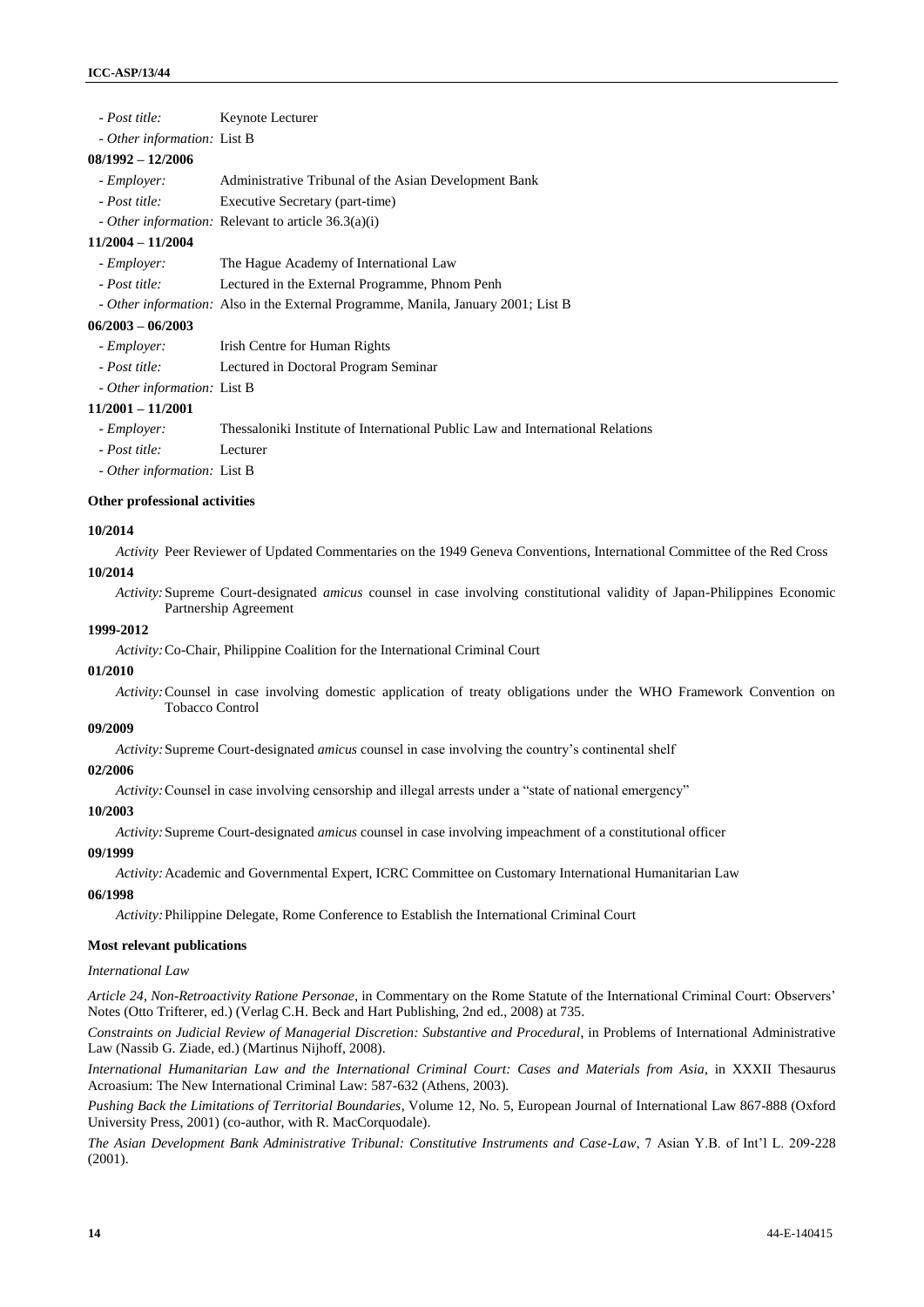- *Post title:* Keynote Lecturer
- *Other information:* List B

**08/1992 – 12/2006**

- *Employer:* Administrative Tribunal of the Asian Development Bank
- *Post title:* Executive Secretary (part-time)
- *Other information:* Relevant to article 36.3(a)(i)

**11/2004 – 11/2004**

- *Employer:* The Hague Academy of International Law
- *Post title:* Lectured in the External Programme, Phnom Penh
- *Other information:* Also in the External Programme, Manila, January 2001; List B

**06/2003 – 06/2003**

- *Employer:* Irish Centre for Human Rights
- *Post title:* Lectured in Doctoral Program Seminar
- *Other information:* List B

**11/2001 – 11/2001**

- *Employer:* Thessaloniki Institute of International Public Law and International Relations
- *Post title:* Lecturer
- *Other information:* List B

**Other professional activities**

**10/2014**

*Activity* Peer Reviewer of Updated Commentaries on the 1949 Geneva Conventions, International Committee of the Red Cross

**10/2014**

*Activity:* Supreme Court-designated *amicus* counsel in case involving constitutional validity of Japan-Philippines Economic Partnership Agreement

**1999-2012**

*Activity:* Co-Chair, Philippine Coalition for the International Criminal Court

**01/2010**

*Activity:* Counsel in case involving domestic application of treaty obligations under the WHO Framework Convention on Tobacco Control

**09/2009**

*Activity:* Supreme Court-designated *amicus* counsel in case involving the country's continental shelf

**02/2006**

*Activity:* Counsel in case involving censorship and illegal arrests under a "state of national emergency"

**10/2003**

*Activity:* Supreme Court-designated *amicus* counsel in case involving impeachment of a constitutional officer

**09/1999**

*Activity:* Academic and Governmental Expert, ICRC Committee on Customary International Humanitarian Law

**06/1998**

*Activity:* Philippine Delegate, Rome Conference to Establish the International Criminal Court

**Most relevant publications**

*International Law*

*Article 24, Non-Retroactivity Ratione Personae*, in Commentary on the Rome Statute of the International Criminal Court: Observers' Notes (Otto Trifterer, ed.) (Verlag C.H. Beck and Hart Publishing, 2nd ed., 2008) at 735.

*Constraints on Judicial Review of Managerial Discretion: Substantive and Procedural*, in Problems of International Administrative Law (Nassib G. Ziade, ed.) (Martinus Nijhoff, 2008).

*International Humanitarian Law and the International Criminal Court: Cases and Materials from Asia*, in XXXII Thesaurus Acroasium: The New International Criminal Law: 587-632 (Athens, 2003).

*Pushing Back the Limitations of Territorial Boundaries*, Volume 12, No. 5, European Journal of International Law 867-888 (Oxford University Press, 2001) (co-author, with R. MacCorquodale).

*The Asian Development Bank Administrative Tribunal: Constitutive Instruments and Case-Law*, 7 Asian Y.B. of Int'l L. 209-228 (2001).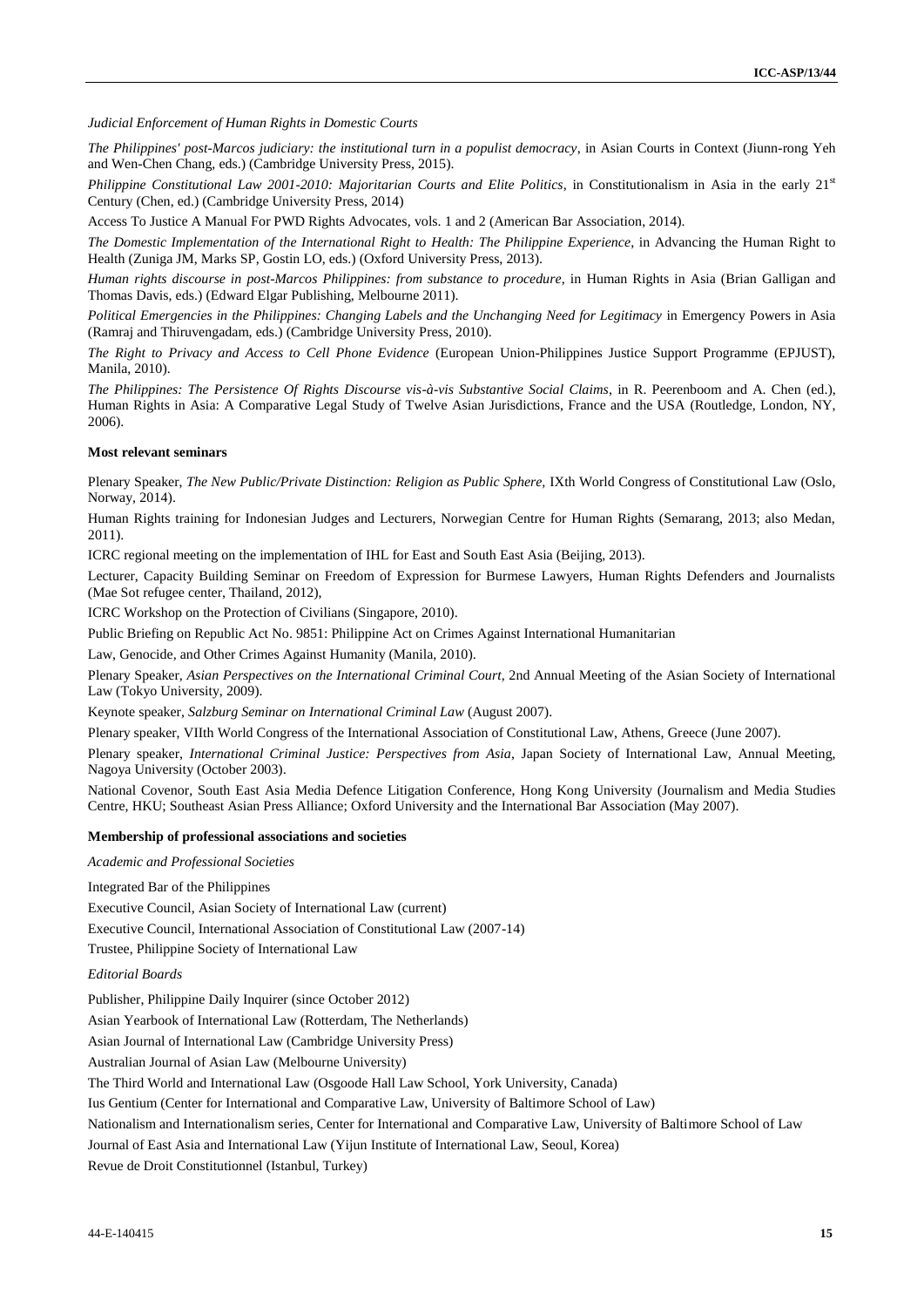*Judicial Enforcement of Human Rights in Domestic Courts*

*The Philippines' post-Marcos judiciary: the institutional turn in a populist democracy*, in Asian Courts in Context (Jiunn-rong Yeh and Wen-Chen Chang, eds.) (Cambridge University Press, 2015).

*Philippine Constitutional Law 2001-2010: Majoritarian Courts and Elite Politics*, in Constitutionalism in Asia in the early 21st Century (Chen, ed.) (Cambridge University Press, 2014)

Access To Justice A Manual For PWD Rights Advocates, vols. 1 and 2 (American Bar Association, 2014).

*The Domestic Implementation of the International Right to Health: The Philippine Experience*, in Advancing the Human Right to Health (Zuniga JM, Marks SP, Gostin LO, eds.) (Oxford University Press, 2013).

*Human rights discourse in post-Marcos Philippines: from substance to procedure*, in Human Rights in Asia (Brian Galligan and Thomas Davis, eds.) (Edward Elgar Publishing, Melbourne 2011).

*Political Emergencies in the Philippines: Changing Labels and the Unchanging Need for Legitimacy* in Emergency Powers in Asia (Ramraj and Thiruvengadam, eds.) (Cambridge University Press, 2010).

*The Right to Privacy and Access to Cell Phone Evidence* (European Union-Philippines Justice Support Programme (EPJUST), Manila, 2010).

*The Philippines: The Persistence Of Rights Discourse vis-à-vis Substantive Social Claims*, in R. Peerenboom and A. Chen (ed.), Human Rights in Asia: A Comparative Legal Study of Twelve Asian Jurisdictions, France and the USA (Routledge, London, NY, 2006).

**Most relevant seminars**

Plenary Speaker, *The New Public/Private Distinction: Religion as Public Sphere*, IXth World Congress of Constitutional Law (Oslo, Norway, 2014).

Human Rights training for Indonesian Judges and Lecturers, Norwegian Centre for Human Rights (Semarang, 2013; also Medan, 2011).

ICRC regional meeting on the implementation of IHL for East and South East Asia (Beijing, 2013).

Lecturer, Capacity Building Seminar on Freedom of Expression for Burmese Lawyers, Human Rights Defenders and Journalists (Mae Sot refugee center, Thailand, 2012),

ICRC Workshop on the Protection of Civilians (Singapore, 2010).

Public Briefing on Republic Act No. 9851: Philippine Act on Crimes Against International Humanitarian

Law, Genocide, and Other Crimes Against Humanity (Manila, 2010).

Plenary Speaker, *Asian Perspectives on the International Criminal Court*, 2nd Annual Meeting of the Asian Society of International Law (Tokyo University, 2009).

Keynote speaker, *Salzburg Seminar on International Criminal Law* (August 2007).

Plenary speaker, VIIth World Congress of the International Association of Constitutional Law, Athens, Greece (June 2007).

Plenary speaker, *International Criminal Justice: Perspectives from Asia*, Japan Society of International Law, Annual Meeting, Nagoya University (October 2003).

National Covenor, South East Asia Media Defence Litigation Conference, Hong Kong University (Journalism and Media Studies Centre, HKU; Southeast Asian Press Alliance; Oxford University and the International Bar Association (May 2007).

**Membership of professional associations and societies**

*Academic and Professional Societies*

Integrated Bar of the Philippines

Executive Council, Asian Society of International Law (current)

Executive Council, International Association of Constitutional Law (2007-14)

Trustee, Philippine Society of International Law

*Editorial Boards*

Publisher, Philippine Daily Inquirer (since October 2012)

Asian Yearbook of International Law (Rotterdam, The Netherlands)

Asian Journal of International Law (Cambridge University Press)

Australian Journal of Asian Law (Melbourne University)

The Third World and International Law (Osgoode Hall Law School, York University, Canada)

Ius Gentium (Center for International and Comparative Law, University of Baltimore School of Law)

Nationalism and Internationalism series, Center for International and Comparative Law, University of Baltimore School of Law

Journal of East Asia and International Law (Yijun Institute of International Law, Seoul, Korea)

Revue de Droit Constitutionnel (Istanbul, Turkey)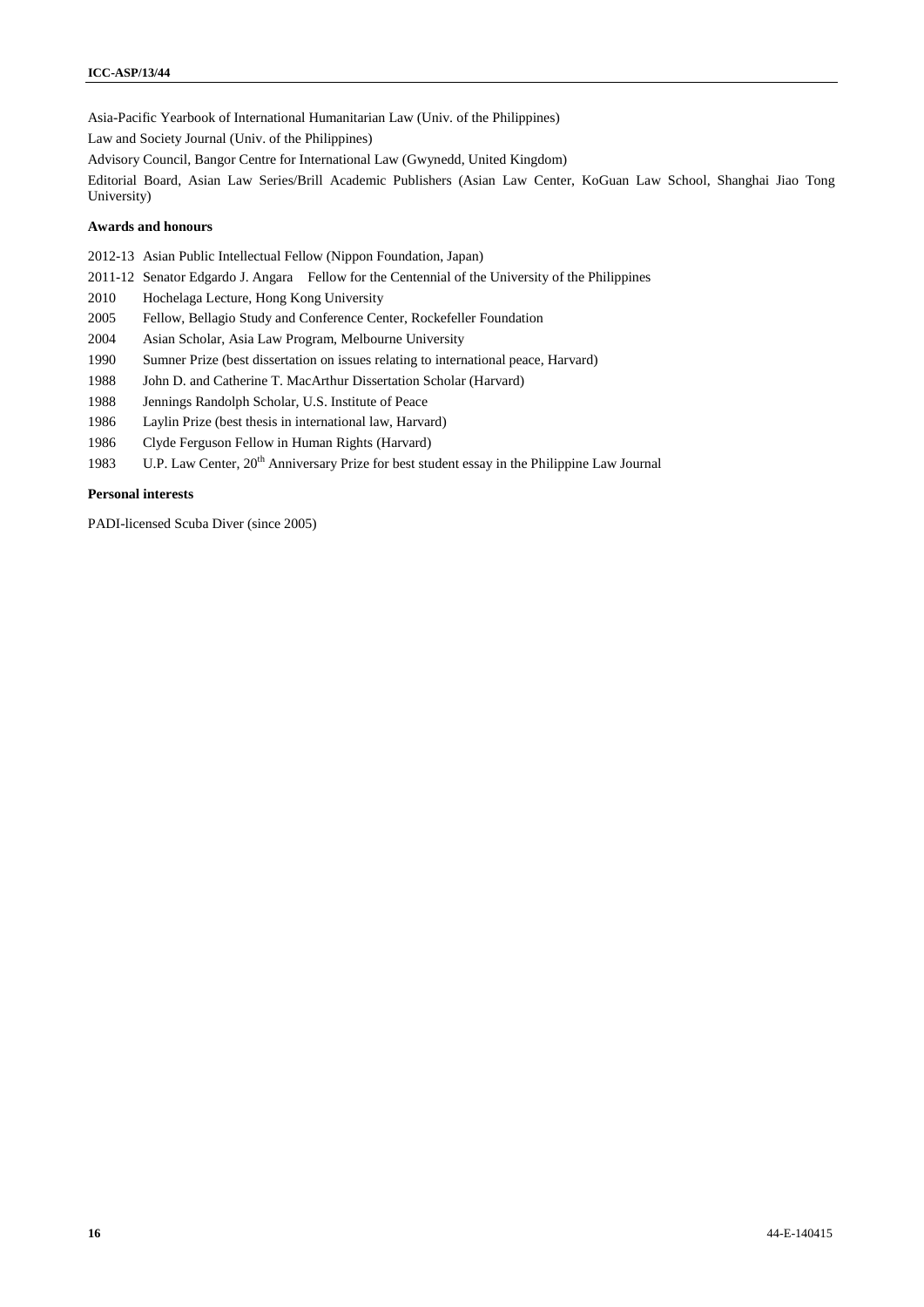Asia-Pacific Yearbook of International Humanitarian Law (Univ. of the Philippines)

Law and Society Journal (Univ. of the Philippines)

Advisory Council, Bangor Centre for International Law (Gwynedd, United Kingdom)

Editorial Board, Asian Law Series/Brill Academic Publishers (Asian Law Center, KoGuan Law School, Shanghai Jiao Tong University)

**Awards and honours**

2012-13 Asian Public Intellectual Fellow (Nippon Foundation, Japan)

2011-12 Senator Edgardo J. Angara Fellow for the Centennial of the University of the Philippines

2010 Hochelaga Lecture, Hong Kong University

2005 Fellow, Bellagio Study and Conference Center, Rockefeller Foundation

2004 Asian Scholar, Asia Law Program, Melbourne University

1990 Sumner Prize (best dissertation on issues relating to international peace, Harvard)

1988 John D. and Catherine T. MacArthur Dissertation Scholar (Harvard)

1988 Jennings Randolph Scholar, U.S. Institute of Peace

1986 Laylin Prize (best thesis in international law, Harvard)

1986 Clyde Ferguson Fellow in Human Rights (Harvard)

1983 U.P. Law Center, 20th Anniversary Prize for best student essay in the Philippine Law Journal

**Personal interests**

PADI-licensed Scuba Diver (since 2005)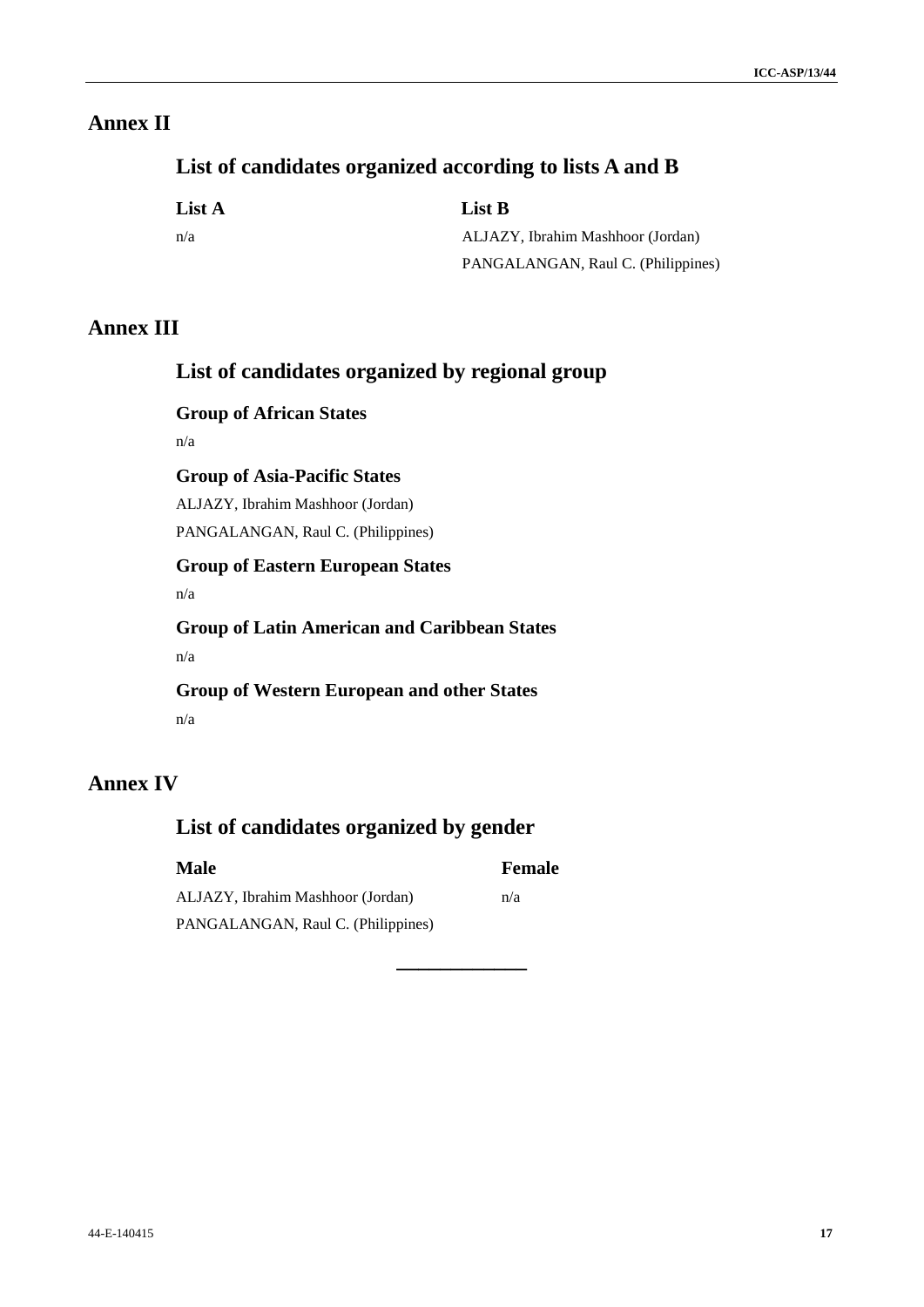# Annex II

## List of candidates organized according to lists A and B

| List A | List B |
|---|---|
| n/a | ALJAZY, Ibrahim Mashhoor (Jordan) |
| | PANGALANGAN, Raul C. (Philippines) |

# Annex III

## List of candidates organized by regional group

### Group of African States

n/a

### Group of Asia-Pacific States

ALJAZY, Ibrahim Mashhoor (Jordan)

PANGALANGAN, Raul C. (Philippines)

### Group of Eastern European States

n/a

### Group of Latin American and Caribbean States

n/a

### Group of Western European and other States

n/a

# Annex IV

## List of candidates organized by gender

| Male | Female |
|---|---|
| ALJAZY, Ibrahim Mashhoor (Jordan) | n/a |
| PANGALANGAN, Raul C. (Philippines) | |

---